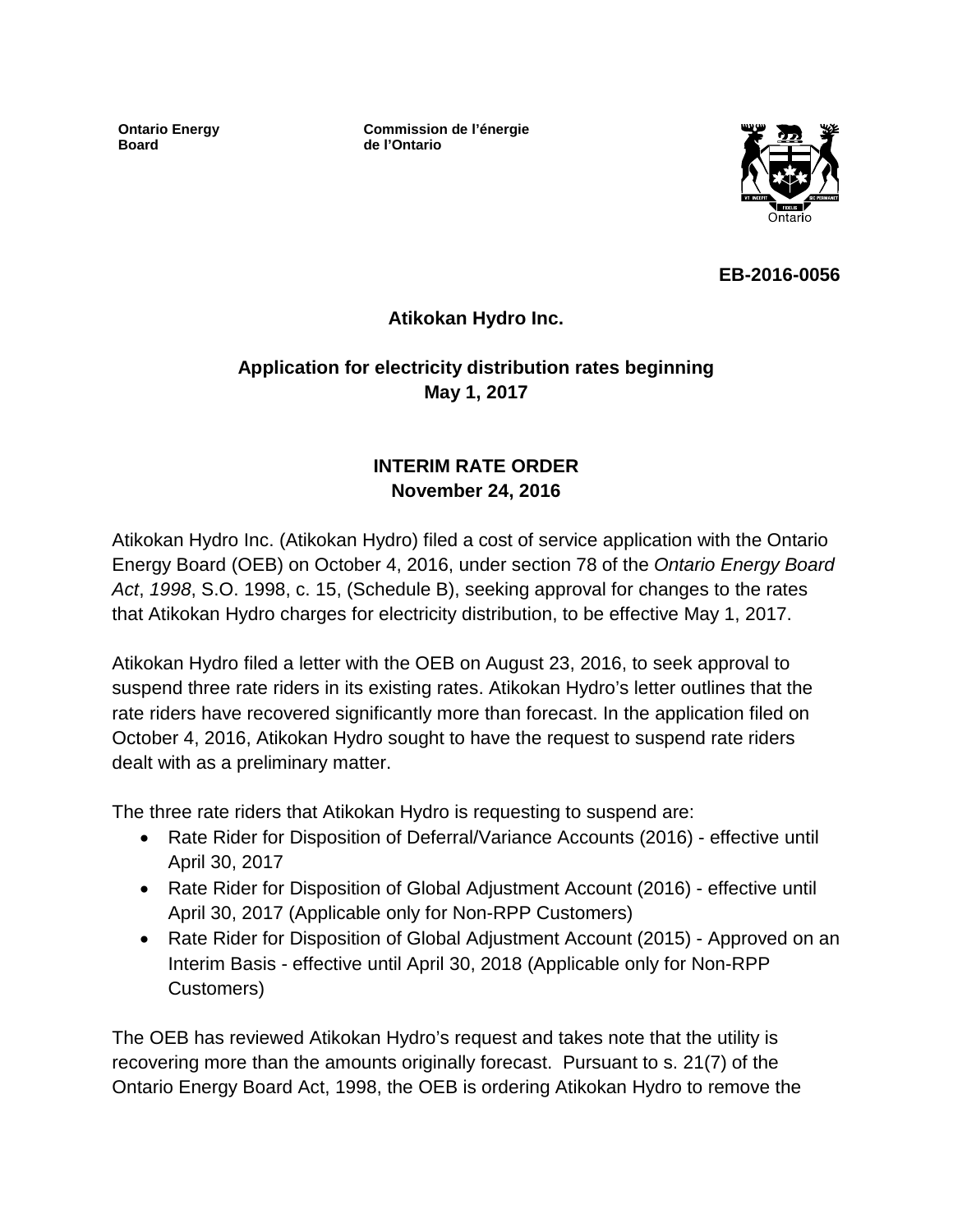Ontario Energy Board

Commission de l'énergie de l'Ontario

**EB-2016-0056**

**Atikokan Hydro Inc.**

**Application for electricity distribution rates beginning May 1, 2017**

**INTERIM RATE ORDER**
**November 24, 2016**

Atikokan Hydro Inc. (Atikokan Hydro) filed a cost of service application with the Ontario Energy Board (OEB) on October 4, 2016, under section 78 of the *Ontario Energy Board Act*, *1998*, S.O. 1998, c. 15, (Schedule B), seeking approval for changes to the rates that Atikokan Hydro charges for electricity distribution, to be effective May 1, 2017.

Atikokan Hydro filed a letter with the OEB on August 23, 2016, to seek approval to suspend three rate riders in its existing rates. Atikokan Hydro's letter outlines that the rate riders have recovered significantly more than forecast. In the application filed on October 4, 2016, Atikokan Hydro sought to have the request to suspend rate riders dealt with as a preliminary matter.

The three rate riders that Atikokan Hydro is requesting to suspend are:

- Rate Rider for Disposition of Deferral/Variance Accounts (2016) - effective until April 30, 2017
- Rate Rider for Disposition of Global Adjustment Account (2016) - effective until April 30, 2017 (Applicable only for Non-RPP Customers)
- Rate Rider for Disposition of Global Adjustment Account (2015) - Approved on an Interim Basis - effective until April 30, 2018 (Applicable only for Non-RPP Customers)

The OEB has reviewed Atikokan Hydro's request and takes note that the utility is recovering more than the amounts originally forecast. Pursuant to s. 21(7) of the Ontario Energy Board Act, 1998, the OEB is ordering Atikokan Hydro to remove the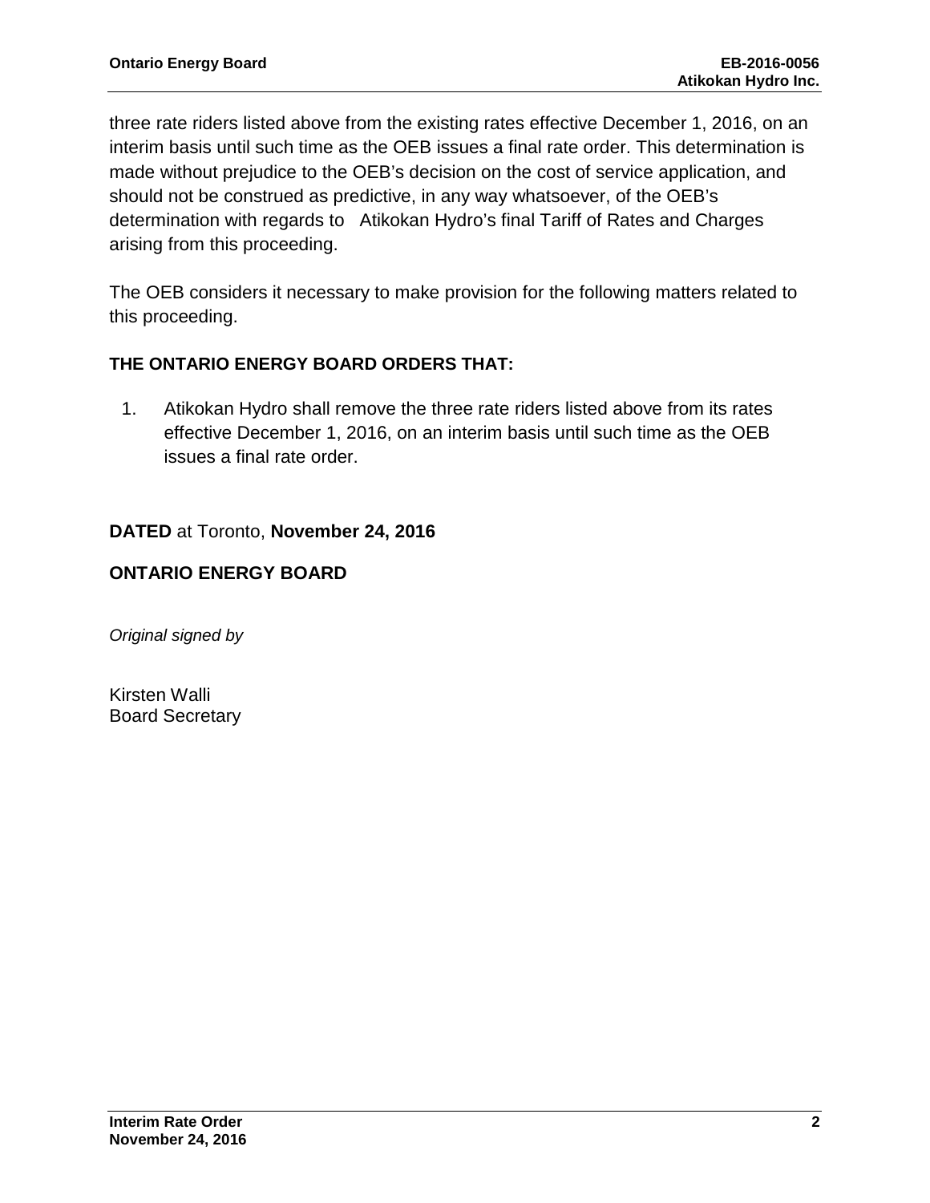three rate riders listed above from the existing rates effective December 1, 2016, on an interim basis until such time as the OEB issues a final rate order. This determination is made without prejudice to the OEB's decision on the cost of service application, and should not be construed as predictive, in any way whatsoever, of the OEB's determination with regards to Atikokan Hydro's final Tariff of Rates and Charges arising from this proceeding.

The OEB considers it necessary to make provision for the following matters related to this proceeding.

**THE ONTARIO ENERGY BOARD ORDERS THAT:**

1. Atikokan Hydro shall remove the three rate riders listed above from its rates effective December 1, 2016, on an interim basis until such time as the OEB issues a final rate order.

**DATED** at Toronto, **November 24, 2016**

**ONTARIO ENERGY BOARD**

*Original signed by*

Kirsten Walli
Board Secretary